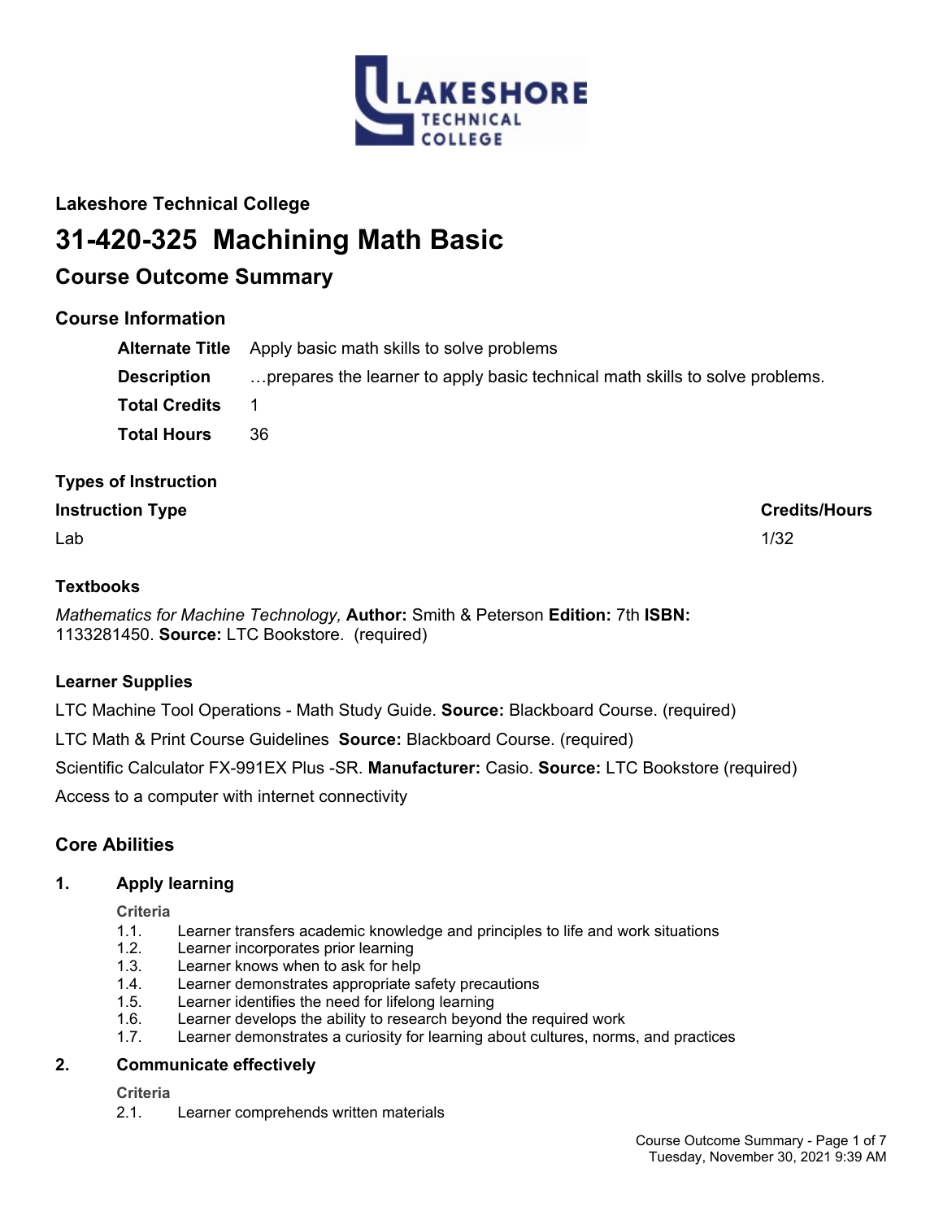## Lakeshore Technical College

# 31-420-325 Machining Math Basic

## Course Outcome Summary

### Course Information

| | |
|---|---|
| **Alternate Title** | Apply basic math skills to solve problems |
| **Description** | …prepares the learner to apply basic technical math skills to solve problems. |
| **Total Credits** | 1 |
| **Total Hours** | 36 |

### Types of Instruction

| Instruction Type | Credits/Hours |
|---|---|
| Lab | 1/32 |

### Textbooks

*Mathematics for Machine Technology,* **Author:** Smith & Peterson **Edition:** 7th **ISBN:** 1133281450. **Source:** LTC Bookstore. (required)

### Learner Supplies

LTC Machine Tool Operations - Math Study Guide. **Source:** Blackboard Course. (required)

LTC Math & Print Course Guidelines **Source:** Blackboard Course. (required)

Scientific Calculator FX-991EX Plus -SR. **Manufacturer:** Casio. **Source:** LTC Bookstore (required)

Access to a computer with internet connectivity

## Core Abilities

### 1. Apply learning

**Criteria**

1.1. Learner transfers academic knowledge and principles to life and work situations
1.2. Learner incorporates prior learning
1.3. Learner knows when to ask for help
1.4. Learner demonstrates appropriate safety precautions
1.5. Learner identifies the need for lifelong learning
1.6. Learner develops the ability to research beyond the required work
1.7. Learner demonstrates a curiosity for learning about cultures, norms, and practices

### 2. Communicate effectively

**Criteria**

2.1. Learner comprehends written materials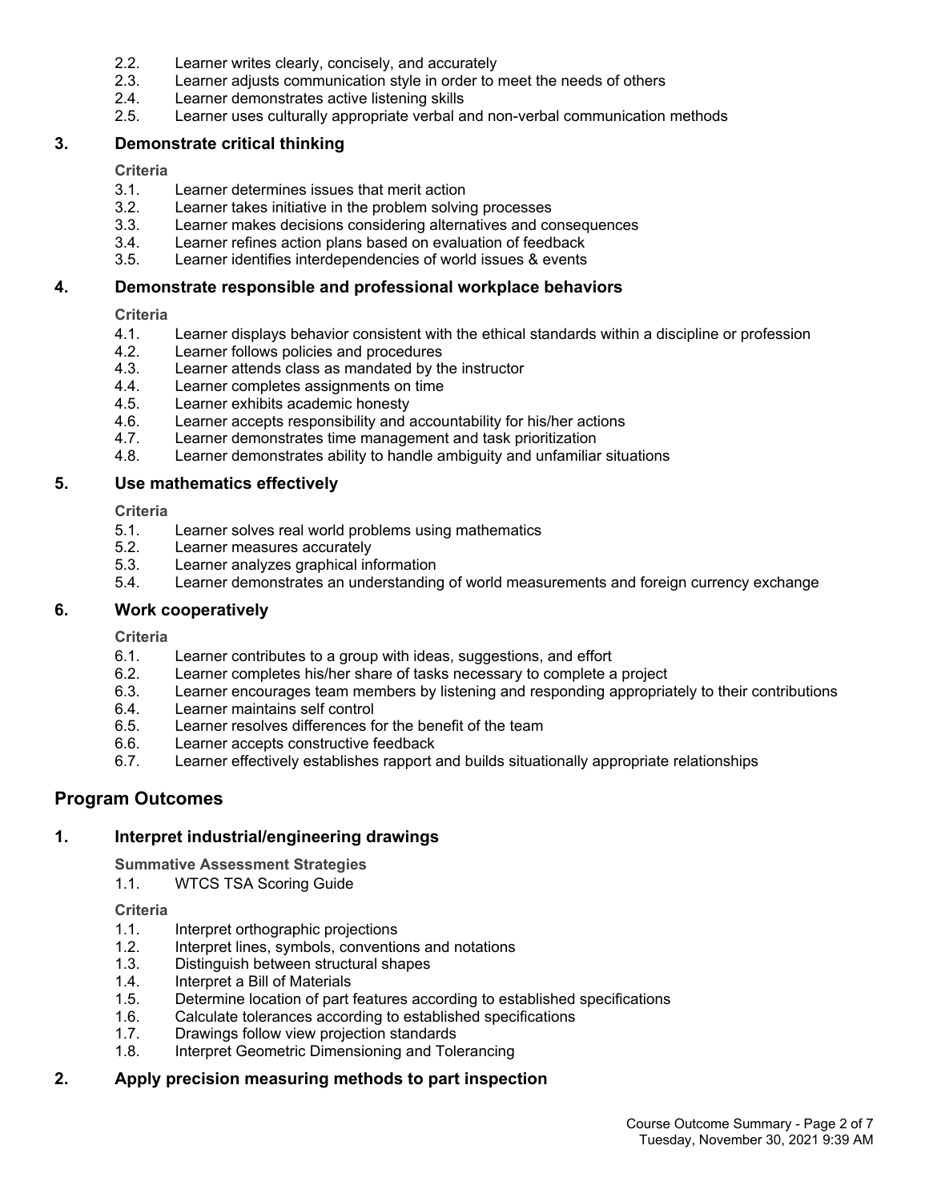2.2. Learner writes clearly, concisely, and accurately
2.3. Learner adjusts communication style in order to meet the needs of others
2.4. Learner demonstrates active listening skills
2.5. Learner uses culturally appropriate verbal and non-verbal communication methods

### 3. Demonstrate critical thinking

**Criteria**

3.1. Learner determines issues that merit action
3.2. Learner takes initiative in the problem solving processes
3.3. Learner makes decisions considering alternatives and consequences
3.4. Learner refines action plans based on evaluation of feedback
3.5. Learner identifies interdependencies of world issues & events

### 4. Demonstrate responsible and professional workplace behaviors

**Criteria**

4.1. Learner displays behavior consistent with the ethical standards within a discipline or profession
4.2. Learner follows policies and procedures
4.3. Learner attends class as mandated by the instructor
4.4. Learner completes assignments on time
4.5. Learner exhibits academic honesty
4.6. Learner accepts responsibility and accountability for his/her actions
4.7. Learner demonstrates time management and task prioritization
4.8. Learner demonstrates ability to handle ambiguity and unfamiliar situations

### 5. Use mathematics effectively

**Criteria**

5.1. Learner solves real world problems using mathematics
5.2. Learner measures accurately
5.3. Learner analyzes graphical information
5.4. Learner demonstrates an understanding of world measurements and foreign currency exchange

### 6. Work cooperatively

**Criteria**

6.1. Learner contributes to a group with ideas, suggestions, and effort
6.2. Learner completes his/her share of tasks necessary to complete a project
6.3. Learner encourages team members by listening and responding appropriately to their contributions
6.4. Learner maintains self control
6.5. Learner resolves differences for the benefit of the team
6.6. Learner accepts constructive feedback
6.7. Learner effectively establishes rapport and builds situationally appropriate relationships

## Program Outcomes

### 1. Interpret industrial/engineering drawings

**Summative Assessment Strategies**

1.1. WTCS TSA Scoring Guide

**Criteria**

1.1. Interpret orthographic projections
1.2. Interpret lines, symbols, conventions and notations
1.3. Distinguish between structural shapes
1.4. Interpret a Bill of Materials
1.5. Determine location of part features according to established specifications
1.6. Calculate tolerances according to established specifications
1.7. Drawings follow view projection standards
1.8. Interpret Geometric Dimensioning and Tolerancing

### 2. Apply precision measuring methods to part inspection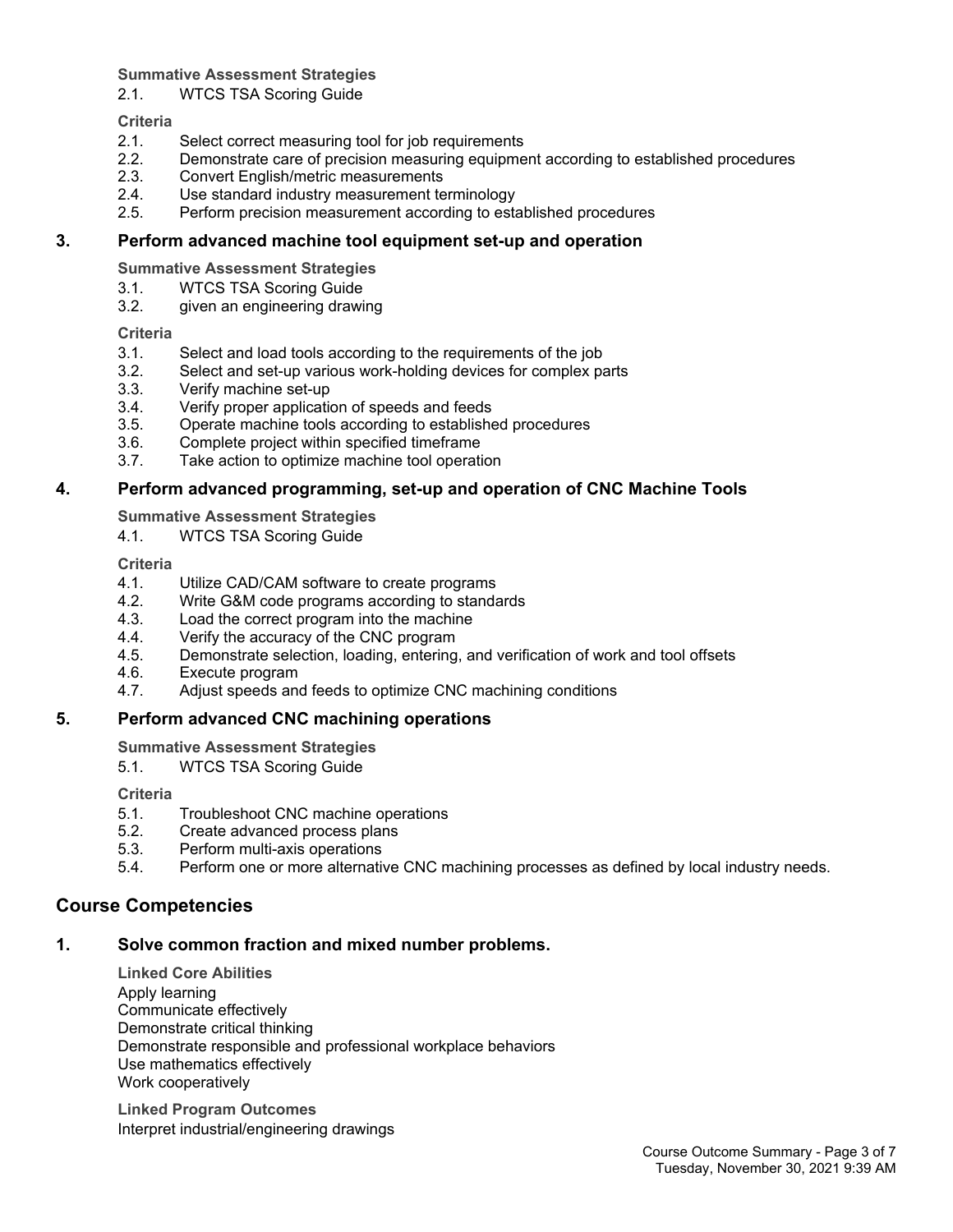**Summative Assessment Strategies**

2.1. WTCS TSA Scoring Guide

**Criteria**

2.1. Select correct measuring tool for job requirements
2.2. Demonstrate care of precision measuring equipment according to established procedures
2.3. Convert English/metric measurements
2.4. Use standard industry measurement terminology
2.5. Perform precision measurement according to established procedures

### 3. Perform advanced machine tool equipment set-up and operation

**Summative Assessment Strategies**

3.1. WTCS TSA Scoring Guide
3.2. given an engineering drawing

**Criteria**

3.1. Select and load tools according to the requirements of the job
3.2. Select and set-up various work-holding devices for complex parts
3.3. Verify machine set-up
3.4. Verify proper application of speeds and feeds
3.5. Operate machine tools according to established procedures
3.6. Complete project within specified timeframe
3.7. Take action to optimize machine tool operation

### 4. Perform advanced programming, set-up and operation of CNC Machine Tools

**Summative Assessment Strategies**

4.1. WTCS TSA Scoring Guide

**Criteria**

4.1. Utilize CAD/CAM software to create programs
4.2. Write G&M code programs according to standards
4.3. Load the correct program into the machine
4.4. Verify the accuracy of the CNC program
4.5. Demonstrate selection, loading, entering, and verification of work and tool offsets
4.6. Execute program
4.7. Adjust speeds and feeds to optimize CNC machining conditions

### 5. Perform advanced CNC machining operations

**Summative Assessment Strategies**

5.1. WTCS TSA Scoring Guide

**Criteria**

5.1. Troubleshoot CNC machine operations
5.2. Create advanced process plans
5.3. Perform multi-axis operations
5.4. Perform one or more alternative CNC machining processes as defined by local industry needs.

## Course Competencies

### 1. Solve common fraction and mixed number problems.

**Linked Core Abilities**

Apply learning
Communicate effectively
Demonstrate critical thinking
Demonstrate responsible and professional workplace behaviors
Use mathematics effectively
Work cooperatively

**Linked Program Outcomes**

Interpret industrial/engineering drawings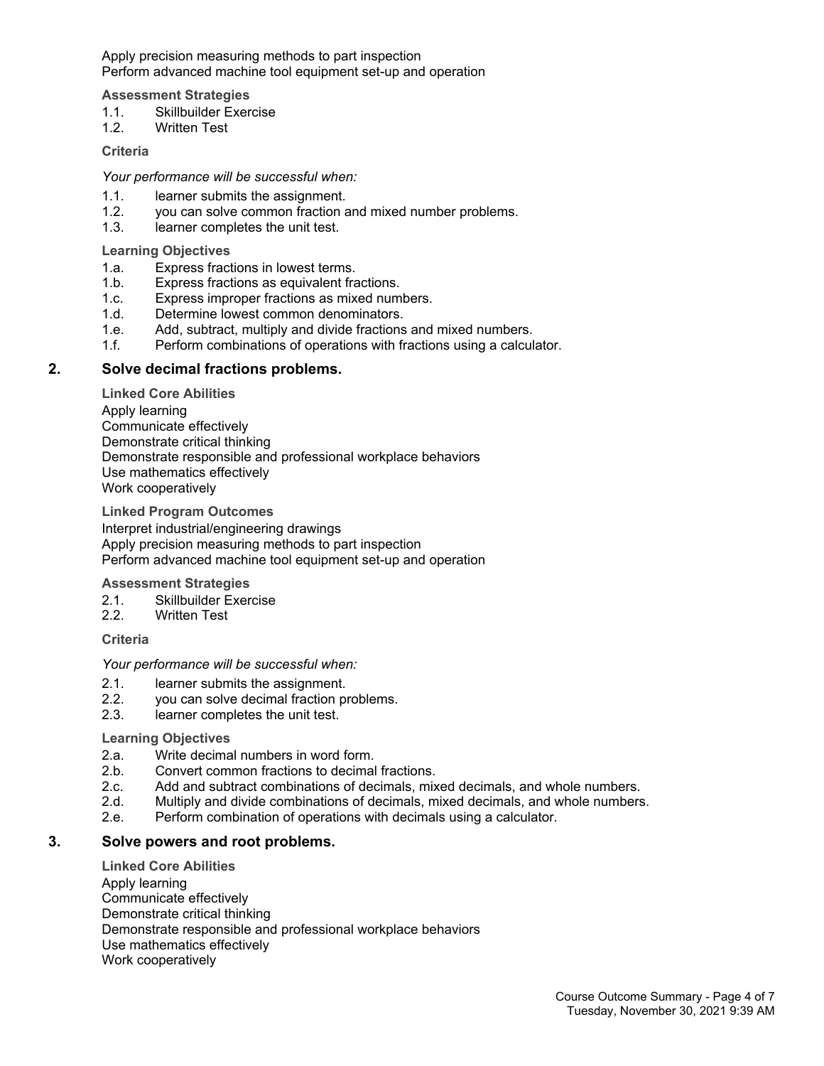Apply precision measuring methods to part inspection
Perform advanced machine tool equipment set-up and operation

**Assessment Strategies**

1.1. Skillbuilder Exercise
1.2. Written Test

**Criteria**

*Your performance will be successful when:*

1.1. learner submits the assignment.
1.2. you can solve common fraction and mixed number problems.
1.3. learner completes the unit test.

**Learning Objectives**

1.a. Express fractions in lowest terms.
1.b. Express fractions as equivalent fractions.
1.c. Express improper fractions as mixed numbers.
1.d. Determine lowest common denominators.
1.e. Add, subtract, multiply and divide fractions and mixed numbers.
1.f. Perform combinations of operations with fractions using a calculator.

## 2. Solve decimal fractions problems.

**Linked Core Abilities**

Apply learning
Communicate effectively
Demonstrate critical thinking
Demonstrate responsible and professional workplace behaviors
Use mathematics effectively
Work cooperatively

**Linked Program Outcomes**

Interpret industrial/engineering drawings
Apply precision measuring methods to part inspection
Perform advanced machine tool equipment set-up and operation

**Assessment Strategies**

2.1. Skillbuilder Exercise
2.2. Written Test

**Criteria**

*Your performance will be successful when:*

2.1. learner submits the assignment.
2.2. you can solve decimal fraction problems.
2.3. learner completes the unit test.

**Learning Objectives**

2.a. Write decimal numbers in word form.
2.b. Convert common fractions to decimal fractions.
2.c. Add and subtract combinations of decimals, mixed decimals, and whole numbers.
2.d. Multiply and divide combinations of decimals, mixed decimals, and whole numbers.
2.e. Perform combination of operations with decimals using a calculator.

## 3. Solve powers and root problems.

**Linked Core Abilities**

Apply learning
Communicate effectively
Demonstrate critical thinking
Demonstrate responsible and professional workplace behaviors
Use mathematics effectively
Work cooperatively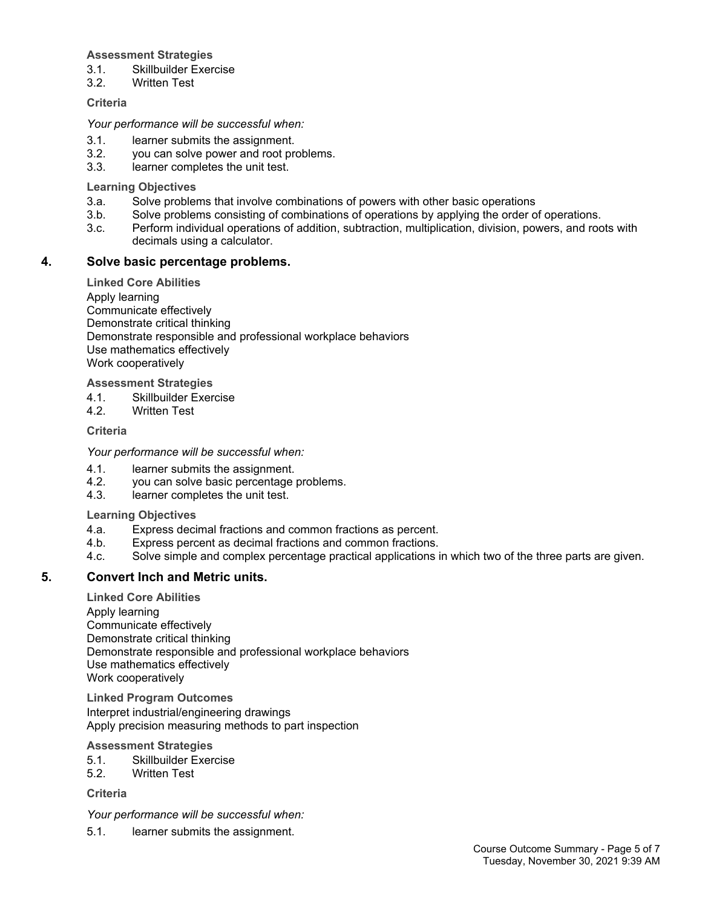**Assessment Strategies**

3.1. Skillbuilder Exercise
3.2. Written Test

**Criteria**

*Your performance will be successful when:*

3.1. learner submits the assignment.
3.2. you can solve power and root problems.
3.3. learner completes the unit test.

**Learning Objectives**

3.a. Solve problems that involve combinations of powers with other basic operations
3.b. Solve problems consisting of combinations of operations by applying the order of operations.
3.c. Perform individual operations of addition, subtraction, multiplication, division, powers, and roots with decimals using a calculator.

## 4. Solve basic percentage problems.

**Linked Core Abilities**

Apply learning
Communicate effectively
Demonstrate critical thinking
Demonstrate responsible and professional workplace behaviors
Use mathematics effectively
Work cooperatively

**Assessment Strategies**

4.1. Skillbuilder Exercise
4.2. Written Test

**Criteria**

*Your performance will be successful when:*

4.1. learner submits the assignment.
4.2. you can solve basic percentage problems.
4.3. learner completes the unit test.

**Learning Objectives**

4.a. Express decimal fractions and common fractions as percent.
4.b. Express percent as decimal fractions and common fractions.
4.c. Solve simple and complex percentage practical applications in which two of the three parts are given.

## 5. Convert Inch and Metric units.

**Linked Core Abilities**

Apply learning
Communicate effectively
Demonstrate critical thinking
Demonstrate responsible and professional workplace behaviors
Use mathematics effectively
Work cooperatively

**Linked Program Outcomes**

Interpret industrial/engineering drawings
Apply precision measuring methods to part inspection

**Assessment Strategies**

5.1. Skillbuilder Exercise
5.2. Written Test

**Criteria**

*Your performance will be successful when:*

5.1. learner submits the assignment.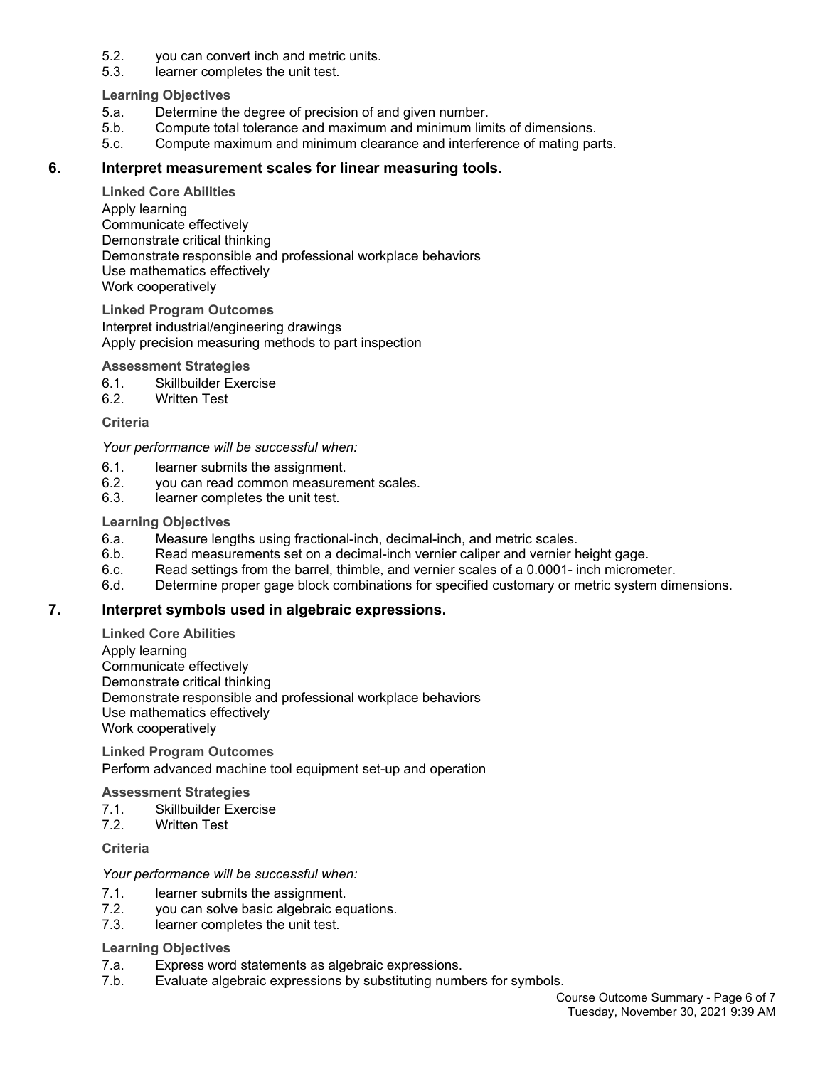5.2. you can convert inch and metric units.
5.3. learner completes the unit test.

**Learning Objectives**

5.a. Determine the degree of precision of and given number.
5.b. Compute total tolerance and maximum and minimum limits of dimensions.
5.c. Compute maximum and minimum clearance and interference of mating parts.

## 6. Interpret measurement scales for linear measuring tools.

**Linked Core Abilities**

Apply learning
Communicate effectively
Demonstrate critical thinking
Demonstrate responsible and professional workplace behaviors
Use mathematics effectively
Work cooperatively

**Linked Program Outcomes**

Interpret industrial/engineering drawings
Apply precision measuring methods to part inspection

**Assessment Strategies**

6.1. Skillbuilder Exercise
6.2. Written Test

**Criteria**

*Your performance will be successful when:*

6.1. learner submits the assignment.
6.2. you can read common measurement scales.
6.3. learner completes the unit test.

**Learning Objectives**

6.a. Measure lengths using fractional-inch, decimal-inch, and metric scales.
6.b. Read measurements set on a decimal-inch vernier caliper and vernier height gage.
6.c. Read settings from the barrel, thimble, and vernier scales of a 0.0001- inch micrometer.
6.d. Determine proper gage block combinations for specified customary or metric system dimensions.

## 7. Interpret symbols used in algebraic expressions.

**Linked Core Abilities**

Apply learning
Communicate effectively
Demonstrate critical thinking
Demonstrate responsible and professional workplace behaviors
Use mathematics effectively
Work cooperatively

**Linked Program Outcomes**

Perform advanced machine tool equipment set-up and operation

**Assessment Strategies**

7.1. Skillbuilder Exercise
7.2. Written Test

**Criteria**

*Your performance will be successful when:*

7.1. learner submits the assignment.
7.2. you can solve basic algebraic equations.
7.3. learner completes the unit test.

**Learning Objectives**

7.a. Express word statements as algebraic expressions.
7.b. Evaluate algebraic expressions by substituting numbers for symbols.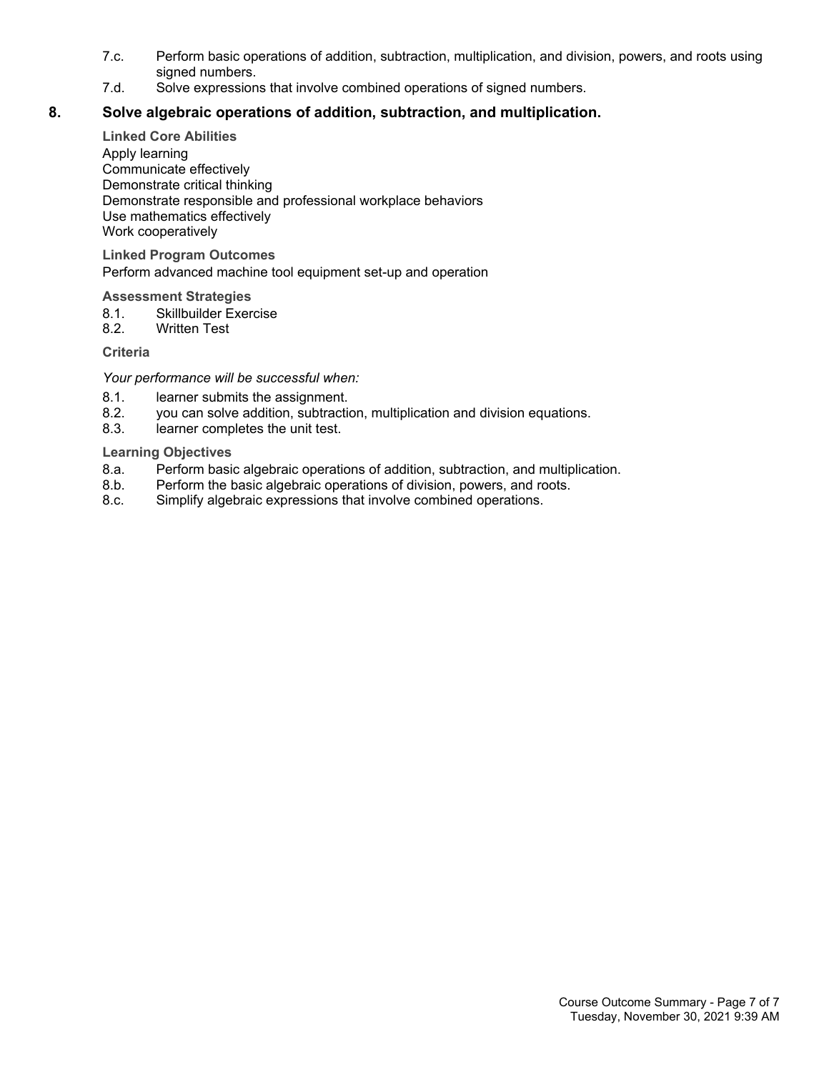7.c. Perform basic operations of addition, subtraction, multiplication, and division, powers, and roots using signed numbers.

7.d. Solve expressions that involve combined operations of signed numbers.

## 8. Solve algebraic operations of addition, subtraction, and multiplication.

**Linked Core Abilities**

Apply learning
Communicate effectively
Demonstrate critical thinking
Demonstrate responsible and professional workplace behaviors
Use mathematics effectively
Work cooperatively

**Linked Program Outcomes**

Perform advanced machine tool equipment set-up and operation

**Assessment Strategies**

8.1. Skillbuilder Exercise
8.2. Written Test

**Criteria**

*Your performance will be successful when:*

8.1. learner submits the assignment.
8.2. you can solve addition, subtraction, multiplication and division equations.
8.3. learner completes the unit test.

**Learning Objectives**

8.a. Perform basic algebraic operations of addition, subtraction, and multiplication.
8.b. Perform the basic algebraic operations of division, powers, and roots.
8.c. Simplify algebraic expressions that involve combined operations.